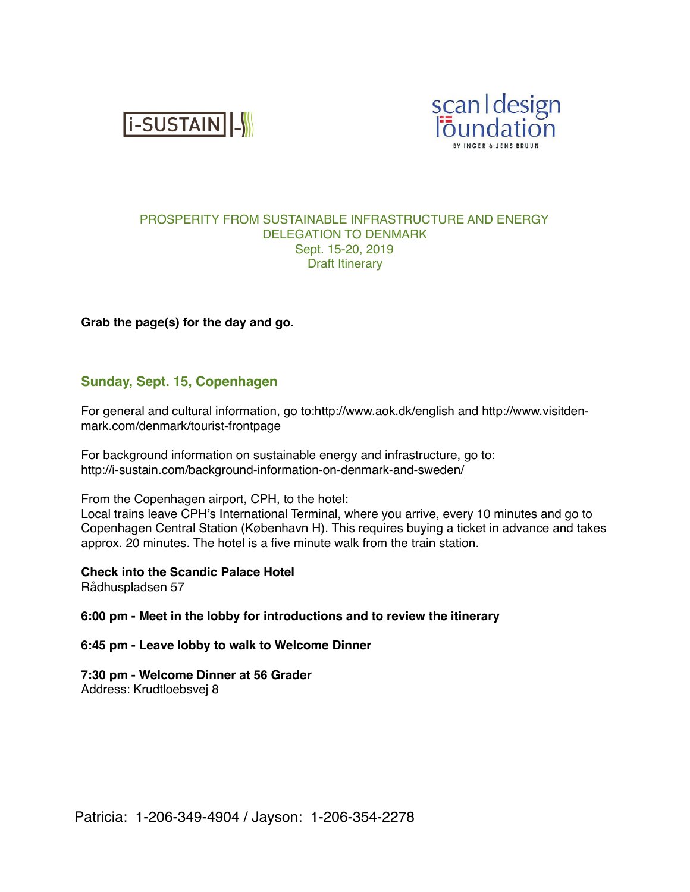i-SUSTAIN

scan | design foundation
BY INGER & JENS BRUUN

PROSPERITY FROM SUSTAINABLE INFRASTRUCTURE AND ENERGY
DELEGATION TO DENMARK
Sept. 15-20, 2019
Draft Itinerary

**Grab the page(s) for the day and go.**

## Sunday, Sept. 15, Copenhagen

For general and cultural information, go to:http://www.aok.dk/english and http://www.visitdenmark.com/denmark/tourist-frontpage

For background information on sustainable energy and infrastructure, go to:
http://i-sustain.com/background-information-on-denmark-and-sweden/

From the Copenhagen airport, CPH, to the hotel:
Local trains leave CPH's International Terminal, where you arrive, every 10 minutes and go to Copenhagen Central Station (København H). This requires buying a ticket in advance and takes approx. 20 minutes. The hotel is a five minute walk from the train station.

**Check into the Scandic Palace Hotel**
Rådhuspladsen 57

**6:00 pm - Meet in the lobby for introductions and to review the itinerary**

**6:45 pm - Leave lobby to walk to Welcome Dinner**

**7:30 pm - Welcome Dinner at 56 Grader**
Address: Krudtloebsvej 8

Patricia: 1-206-349-4904 / Jayson: 1-206-354-2278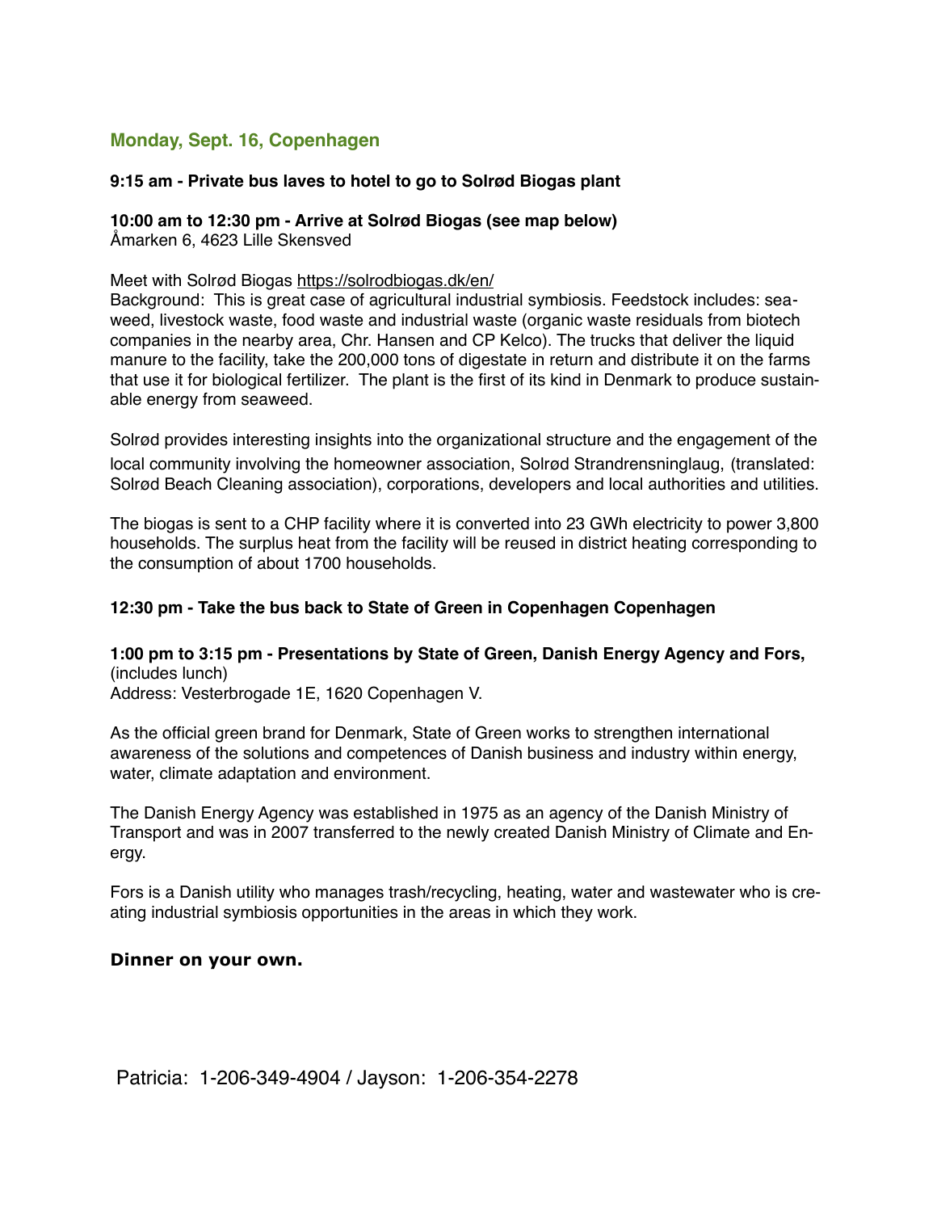## Monday, Sept. 16, Copenhagen

**9:15 am - Private bus laves to hotel to go to Solrød Biogas plant**

**10:00 am to 12:30 pm - Arrive at Solrød Biogas (see map below)**
Åmarken 6, 4623 Lille Skensved

Meet with Solrød Biogas https://solrodbiogas.dk/en/
Background: This is great case of agricultural industrial symbiosis. Feedstock includes: seaweed, livestock waste, food waste and industrial waste (organic waste residuals from biotech companies in the nearby area, Chr. Hansen and CP Kelco). The trucks that deliver the liquid manure to the facility, take the 200,000 tons of digestate in return and distribute it on the farms that use it for biological fertilizer. The plant is the first of its kind in Denmark to produce sustainable energy from seaweed.

Solrød provides interesting insights into the organizational structure and the engagement of the local community involving the homeowner association, Solrød Strandrensninglaug, (translated: Solrød Beach Cleaning association), corporations, developers and local authorities and utilities.

The biogas is sent to a CHP facility where it is converted into 23 GWh electricity to power 3,800 households. The surplus heat from the facility will be reused in district heating corresponding to the consumption of about 1700 households.

**12:30 pm - Take the bus back to State of Green in Copenhagen Copenhagen**

**1:00 pm to 3:15 pm - Presentations by State of Green, Danish Energy Agency and Fors,** (includes lunch)
Address: Vesterbrogade 1E, 1620 Copenhagen V.

As the official green brand for Denmark, State of Green works to strengthen international awareness of the solutions and competences of Danish business and industry within energy, water, climate adaptation and environment.

The Danish Energy Agency was established in 1975 as an agency of the Danish Ministry of Transport and was in 2007 transferred to the newly created Danish Ministry of Climate and Energy.

Fors is a Danish utility who manages trash/recycling, heating, water and wastewater who is creating industrial symbiosis opportunities in the areas in which they work.

**Dinner on your own.**

Patricia: 1-206-349-4904 / Jayson: 1-206-354-2278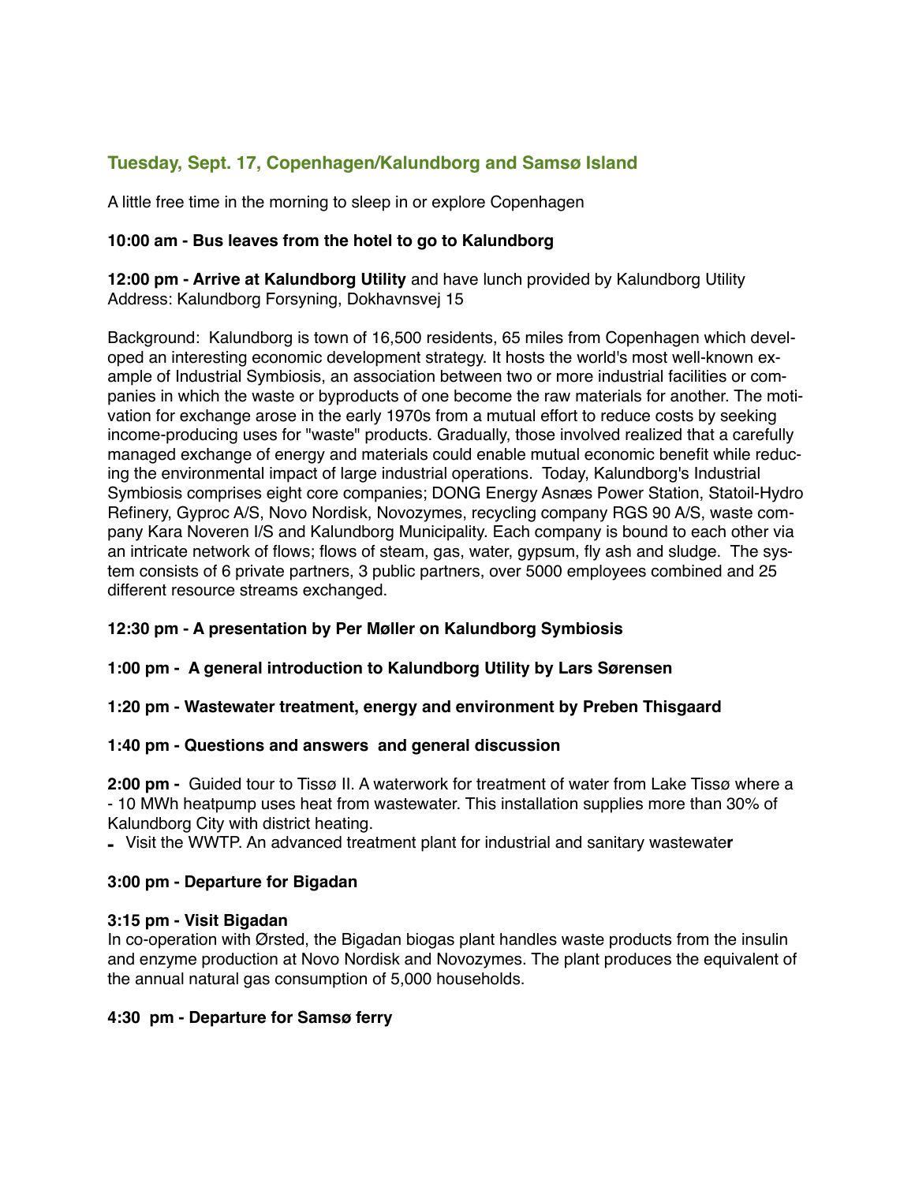## Tuesday, Sept. 17, Copenhagen/Kalundborg and Samsø Island

A little free time in the morning to sleep in or explore Copenhagen

**10:00 am - Bus leaves from the hotel to go to Kalundborg**

**12:00 pm - Arrive at Kalundborg Utility** and have lunch provided by Kalundborg Utility
Address: Kalundborg Forsyning, Dokhavnsvej 15

Background: Kalundborg is town of 16,500 residents, 65 miles from Copenhagen which developed an interesting economic development strategy. It hosts the world's most well-known example of Industrial Symbiosis, an association between two or more industrial facilities or companies in which the waste or byproducts of one become the raw materials for another. The motivation for exchange arose in the early 1970s from a mutual effort to reduce costs by seeking income-producing uses for "waste" products. Gradually, those involved realized that a carefully managed exchange of energy and materials could enable mutual economic benefit while reducing the environmental impact of large industrial operations. Today, Kalundborg's Industrial Symbiosis comprises eight core companies; DONG Energy Asnæs Power Station, Statoil-Hydro Refinery, Gyproc A/S, Novo Nordisk, Novozymes, recycling company RGS 90 A/S, waste company Kara Noveren I/S and Kalundborg Municipality. Each company is bound to each other via an intricate network of flows; flows of steam, gas, water, gypsum, fly ash and sludge. The system consists of 6 private partners, 3 public partners, over 5000 employees combined and 25 different resource streams exchanged.

**12:30 pm - A presentation by Per Møller on Kalundborg Symbiosis**

**1:00 pm - A general introduction to Kalundborg Utility by Lars Sørensen**

**1:20 pm - Wastewater treatment, energy and environment by Preben Thisgaard**

**1:40 pm - Questions and answers and general discussion**

**2:00 pm -** Guided tour to Tissø II. A waterwork for treatment of water from Lake Tissø where a - 10 MWh heatpump uses heat from wastewater. This installation supplies more than 30% of Kalundborg City with district heating.

- Visit the WWTP. An advanced treatment plant for industrial and sanitary wastewater

**3:00 pm - Departure for Bigadan**

**3:15 pm - Visit Bigadan**
In co-operation with Ørsted, the Bigadan biogas plant handles waste products from the insulin and enzyme production at Novo Nordisk and Novozymes. The plant produces the equivalent of the annual natural gas consumption of 5,000 households.

**4:30 pm - Departure for Samsø ferry**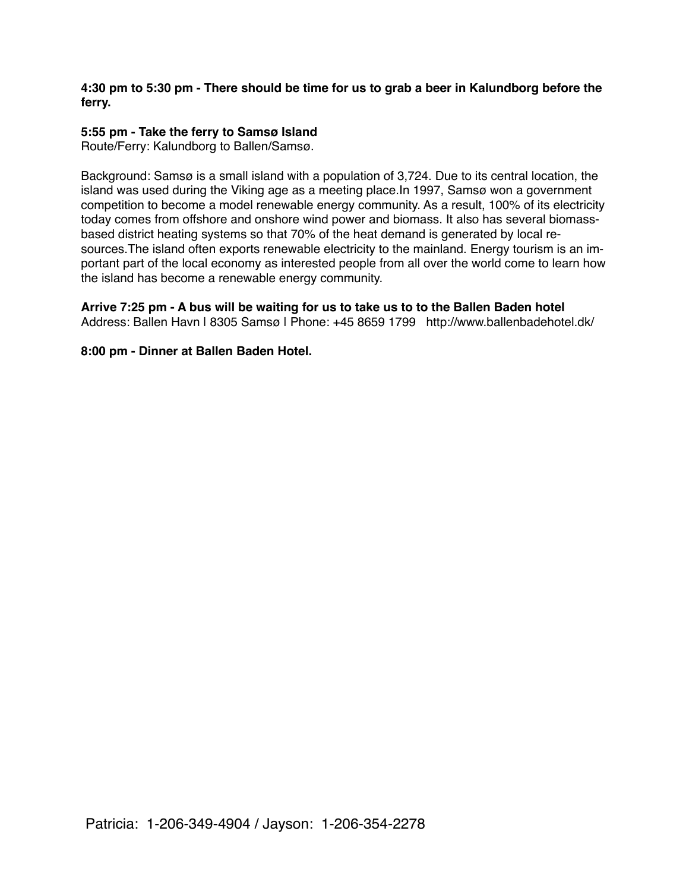**4:30 pm to 5:30 pm - There should be time for us to grab a beer in Kalundborg before the ferry.**

**5:55 pm - Take the ferry to Samsø Island**
Route/Ferry: Kalundborg to Ballen/Samsø.

Background: Samsø is a small island with a population of 3,724. Due to its central location, the island was used during the Viking age as a meeting place.In 1997, Samsø won a government competition to become a model renewable energy community. As a result, 100% of its electricity today comes from offshore and onshore wind power and biomass. It also has several biomass-based district heating systems so that 70% of the heat demand is generated by local resources.The island often exports renewable electricity to the mainland. Energy tourism is an important part of the local economy as interested people from all over the world come to learn how the island has become a renewable energy community.

**Arrive 7:25 pm - A bus will be waiting for us to take us to to the Ballen Baden hotel**
Address: Ballen Havn | 8305 Samsø | Phone: +45 8659 1799 http://www.ballenbadehotel.dk/

**8:00 pm - Dinner at Ballen Baden Hotel.**

Patricia: 1-206-349-4904 / Jayson: 1-206-354-2278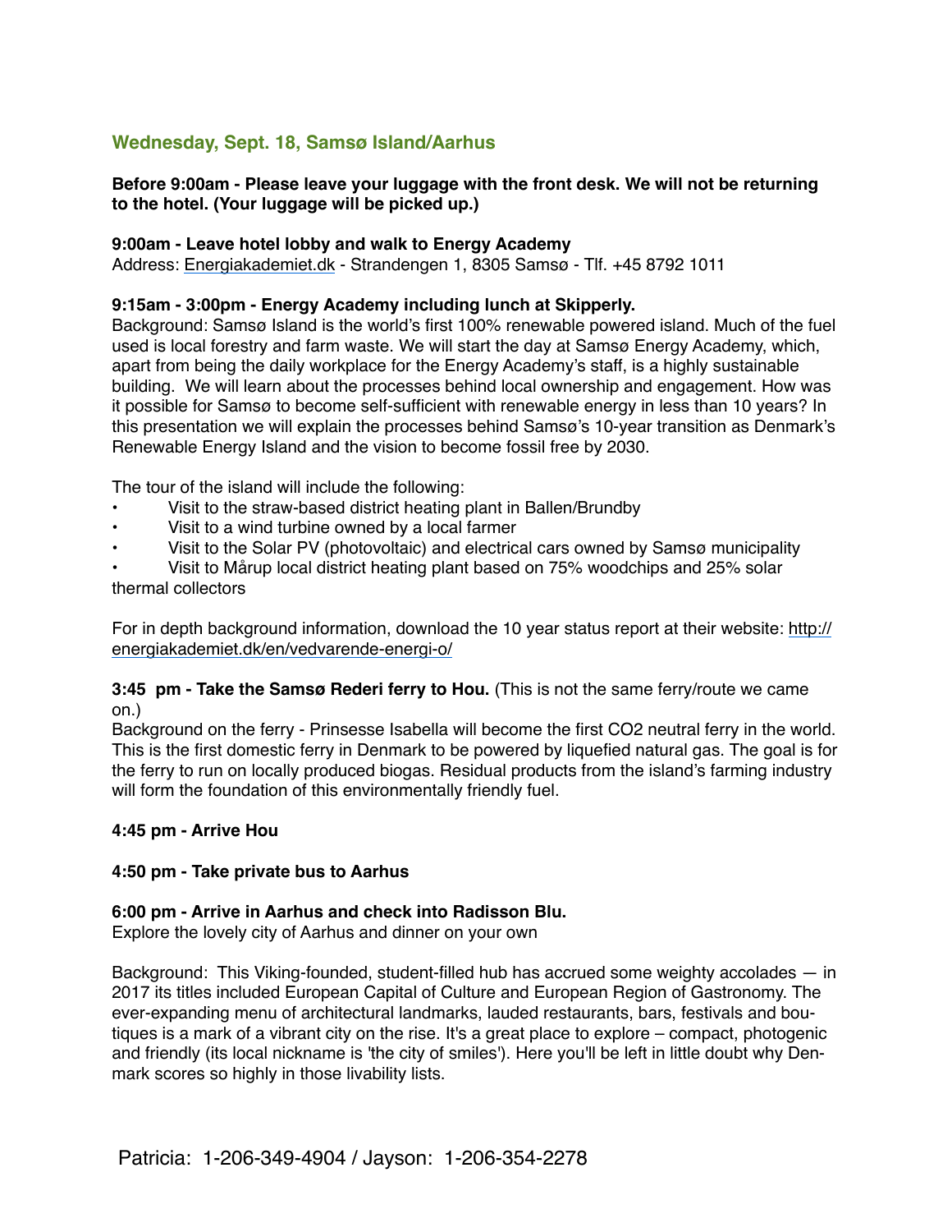## Wednesday, Sept. 18, Samsø Island/Aarhus

**Before 9:00am - Please leave your luggage with the front desk. We will not be returning to the hotel. (Your luggage will be picked up.)**

**9:00am - Leave hotel lobby and walk to Energy Academy**
Address: Energiakademiet.dk - Strandengen 1, 8305 Samsø - Tlf. +45 8792 1011

**9:15am - 3:00pm - Energy Academy including lunch at Skipperly.**
Background: Samsø Island is the world's first 100% renewable powered island. Much of the fuel used is local forestry and farm waste. We will start the day at Samsø Energy Academy, which, apart from being the daily workplace for the Energy Academy's staff, is a highly sustainable building. We will learn about the processes behind local ownership and engagement. How was it possible for Samsø to become self-sufficient with renewable energy in less than 10 years? In this presentation we will explain the processes behind Samsø's 10-year transition as Denmark's Renewable Energy Island and the vision to become fossil free by 2030.

The tour of the island will include the following:

- Visit to the straw-based district heating plant in Ballen/Brundby
- Visit to a wind turbine owned by a local farmer
- Visit to the Solar PV (photovoltaic) and electrical cars owned by Samsø municipality
- Visit to Mårup local district heating plant based on 75% woodchips and 25% solar thermal collectors

For in depth background information, download the 10 year status report at their website: http://energiakademiet.dk/en/vedvarende-energi-o/

**3:45 pm - Take the Samsø Rederi ferry to Hou.** (This is not the same ferry/route we came on.)
Background on the ferry - Prinsesse Isabella will become the first CO2 neutral ferry in the world. This is the first domestic ferry in Denmark to be powered by liquefied natural gas. The goal is for the ferry to run on locally produced biogas. Residual products from the island's farming industry will form the foundation of this environmentally friendly fuel.

**4:45 pm - Arrive Hou**

**4:50 pm - Take private bus to Aarhus**

**6:00 pm - Arrive in Aarhus and check into Radisson Blu.**
Explore the lovely city of Aarhus and dinner on your own

Background: This Viking-founded, student-filled hub has accrued some weighty accolades — in 2017 its titles included European Capital of Culture and European Region of Gastronomy. The ever-expanding menu of architectural landmarks, lauded restaurants, bars, festivals and boutiques is a mark of a vibrant city on the rise. It's a great place to explore – compact, photogenic and friendly (its local nickname is 'the city of smiles'). Here you'll be left in little doubt why Denmark scores so highly in those livability lists.

Patricia: 1-206-349-4904 / Jayson: 1-206-354-2278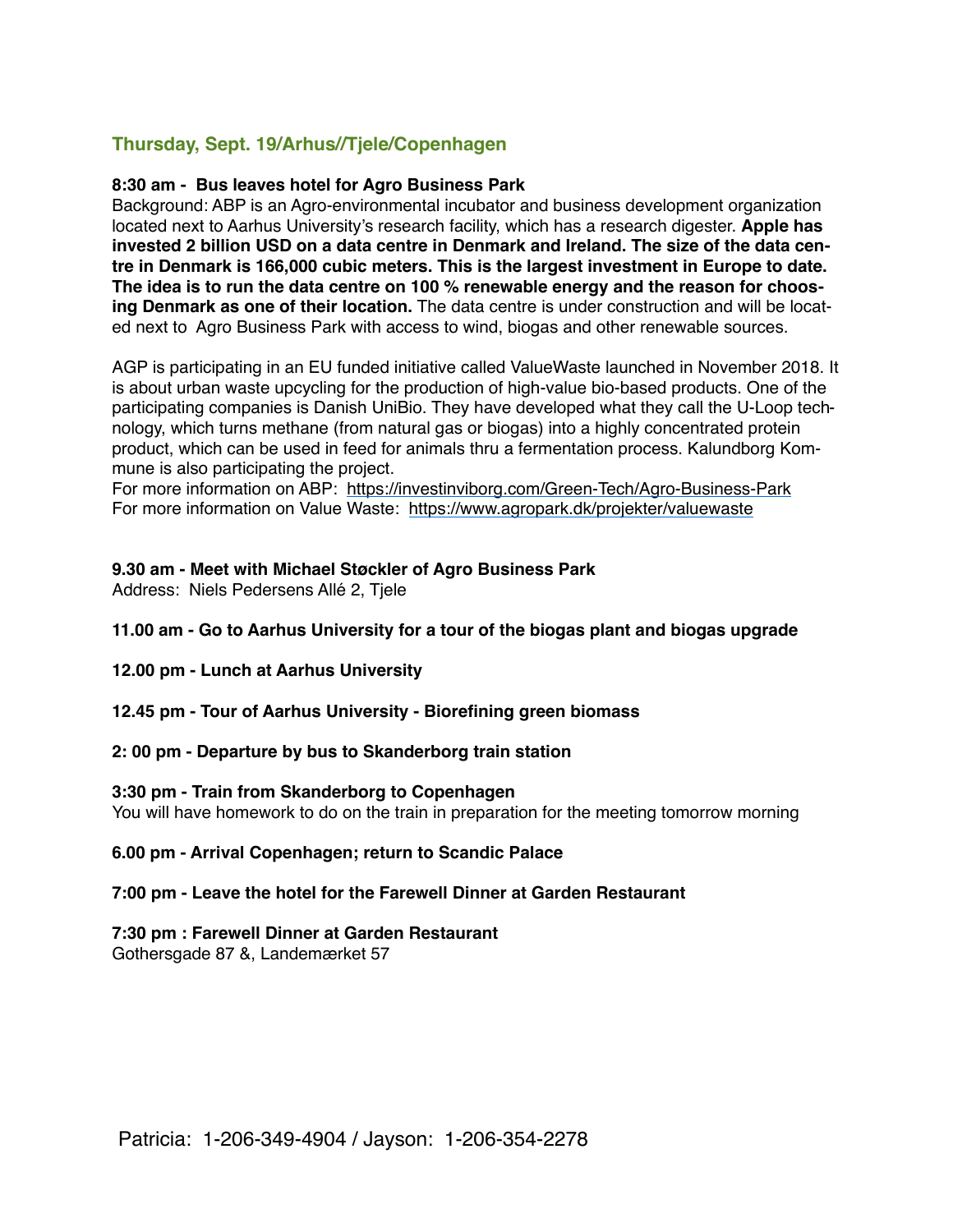## Thursday, Sept. 19/Arhus//Tjele/Copenhagen

**8:30 am - Bus leaves hotel for Agro Business Park**

Background: ABP is an Agro-environmental incubator and business development organization located next to Aarhus University's research facility, which has a research digester. **Apple has invested 2 billion USD on a data centre in Denmark and Ireland. The size of the data centre in Denmark is 166,000 cubic meters. This is the largest investment in Europe to date. The idea is to run the data centre on 100 % renewable energy and the reason for choosing Denmark as one of their location.** The data centre is under construction and will be located next to Agro Business Park with access to wind, biogas and other renewable sources.

AGP is participating in an EU funded initiative called ValueWaste launched in November 2018. It is about urban waste upcycling for the production of high-value bio-based products. One of the participating companies is Danish UniBio. They have developed what they call the U-Loop technology, which turns methane (from natural gas or biogas) into a highly concentrated protein product, which can be used in feed for animals thru a fermentation process. Kalundborg Kommune is also participating the project.

For more information on ABP: https://investinviborg.com/Green-Tech/Agro-Business-Park

For more information on Value Waste: https://www.agropark.dk/projekter/valuewaste

**9.30 am - Meet with Michael Støckler of Agro Business Park**

Address: Niels Pedersens Allé 2, Tjele

**11.00 am - Go to Aarhus University for a tour of the biogas plant and biogas upgrade**

**12.00 pm - Lunch at Aarhus University**

**12.45 pm - Tour of Aarhus University - Biorefining green biomass**

**2: 00 pm - Departure by bus to Skanderborg train station**

**3:30 pm - Train from Skanderborg to Copenhagen**

You will have homework to do on the train in preparation for the meeting tomorrow morning

**6.00 pm - Arrival Copenhagen; return to Scandic Palace**

**7:00 pm - Leave the hotel for the Farewell Dinner at Garden Restaurant**

**7:30 pm : Farewell Dinner at Garden Restaurant**

Gothersgade 87 &, Landemærket 57

Patricia: 1-206-349-4904 / Jayson: 1-206-354-2278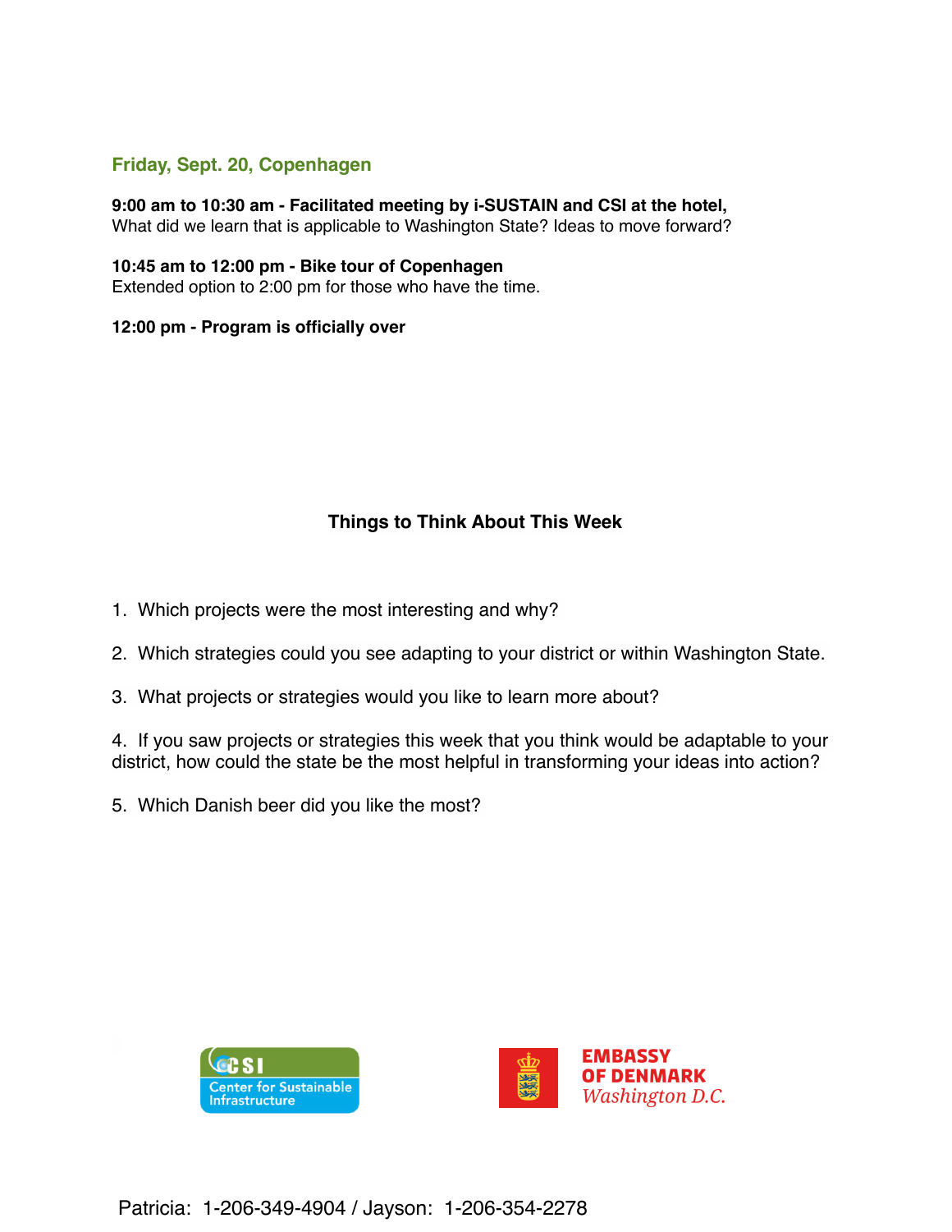## Friday, Sept. 20, Copenhagen

**9:00 am to 10:30 am - Facilitated meeting by i-SUSTAIN and CSI at the hotel,**
What did we learn that is applicable to Washington State? Ideas to move forward?

**10:45 am to 12:00 pm - Bike tour of Copenhagen**
Extended option to 2:00 pm for those who have the time.

**12:00 pm - Program is officially over**

### Things to Think About This Week

1. Which projects were the most interesting and why?

2. Which strategies could you see adapting to your district or within Washington State.

3. What projects or strategies would you like to learn more about?

4. If you saw projects or strategies this week that you think would be adaptable to your district, how could the state be the most helpful in transforming your ideas into action?

5. Which Danish beer did you like the most?

CSI Center for Sustainable Infrastructure

EMBASSY OF DENMARK *Washington D.C.*

Patricia: 1-206-349-4904 / Jayson: 1-206-354-2278